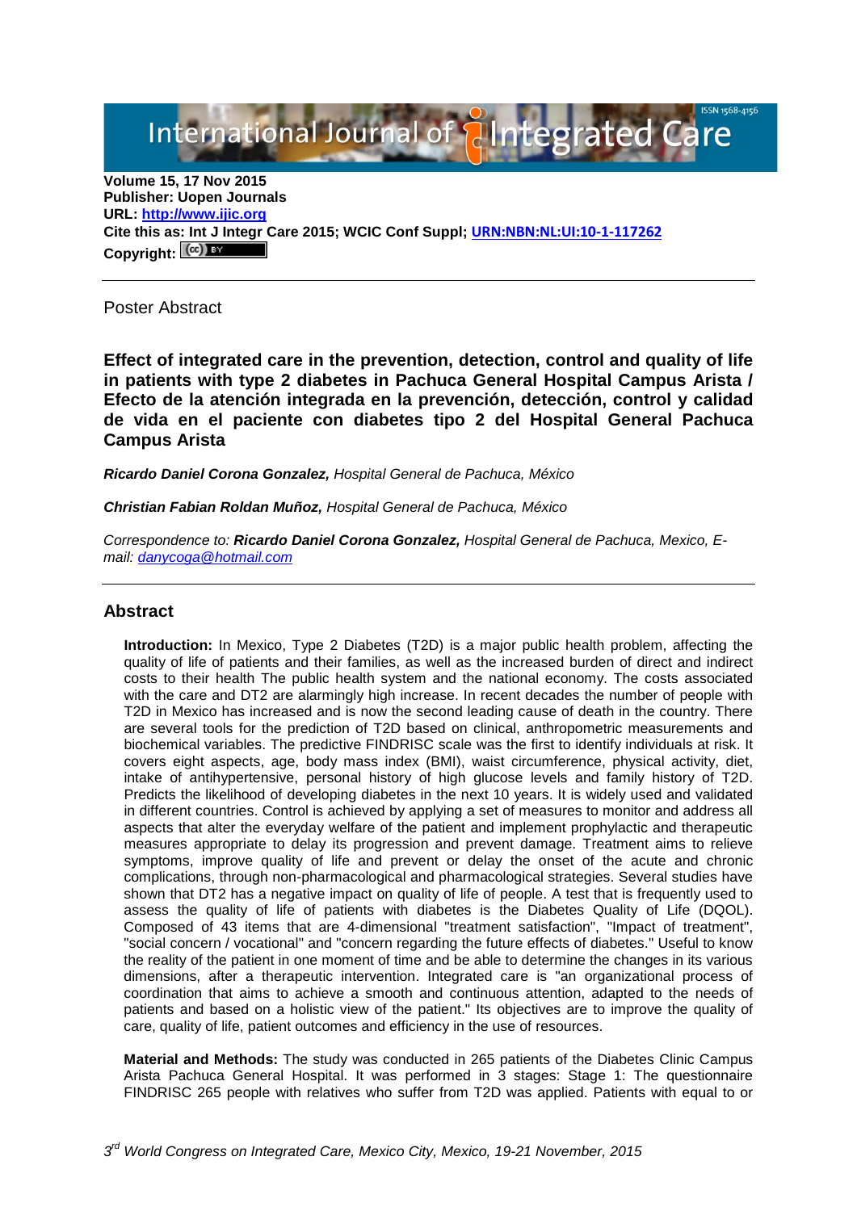Volume 15, 17 Nov 2015
**Publisher: Uopen Journals**
**URL: [http://www.ijic.org](http://www.ijic.org)**
**Cite this as: Int J Integr Care 2015; WCIC Conf Suppl; [URN:NBN:NL:UI:10-1-117262](URN:NBN:NL:UI:10-1-117262)**
**Copyright:** (cc) BY

---

Poster Abstract

## Effect of integrated care in the prevention, detection, control and quality of life in patients with type 2 diabetes in Pachuca General Hospital Campus Arista / Efecto de la atención integrada en la prevención, detección, control y calidad de vida en el paciente con diabetes tipo 2 del Hospital General Pachuca Campus Arista

***Ricardo Daniel Corona Gonzalez,*** *Hospital General de Pachuca, México*

***Christian Fabian Roldan Muñoz,*** *Hospital General de Pachuca, México*

*Correspondence to:* ***Ricardo Daniel Corona Gonzalez,*** *Hospital General de Pachuca, Mexico, E-mail: [danycoga@hotmail.com](mailto:danycoga@hotmail.com)*

---

## Abstract

**Introduction:** In Mexico, Type 2 Diabetes (T2D) is a major public health problem, affecting the quality of life of patients and their families, as well as the increased burden of direct and indirect costs to their health The public health system and the national economy. The costs associated with the care and DT2 are alarmingly high increase. In recent decades the number of people with T2D in Mexico has increased and is now the second leading cause of death in the country. There are several tools for the prediction of T2D based on clinical, anthropometric measurements and biochemical variables. The predictive FINDRISC scale was the first to identify individuals at risk. It covers eight aspects, age, body mass index (BMI), waist circumference, physical activity, diet, intake of antihypertensive, personal history of high glucose levels and family history of T2D. Predicts the likelihood of developing diabetes in the next 10 years. It is widely used and validated in different countries. Control is achieved by applying a set of measures to monitor and address all aspects that alter the everyday welfare of the patient and implement prophylactic and therapeutic measures appropriate to delay its progression and prevent damage. Treatment aims to relieve symptoms, improve quality of life and prevent or delay the onset of the acute and chronic complications, through non-pharmacological and pharmacological strategies. Several studies have shown that DT2 has a negative impact on quality of life of people. A test that is frequently used to assess the quality of life of patients with diabetes is the Diabetes Quality of Life (DQOL). Composed of 43 items that are 4-dimensional "treatment satisfaction", "Impact of treatment", "social concern / vocational" and "concern regarding the future effects of diabetes." Useful to know the reality of the patient in one moment of time and be able to determine the changes in its various dimensions, after a therapeutic intervention. Integrated care is "an organizational process of coordination that aims to achieve a smooth and continuous attention, adapted to the needs of patients and based on a holistic view of the patient." Its objectives are to improve the quality of care, quality of life, patient outcomes and efficiency in the use of resources.

**Material and Methods:** The study was conducted in 265 patients of the Diabetes Clinic Campus Arista Pachuca General Hospital. It was performed in 3 stages: Stage 1: The questionnaire FINDRISC 265 people with relatives who suffer from T2D was applied. Patients with equal to or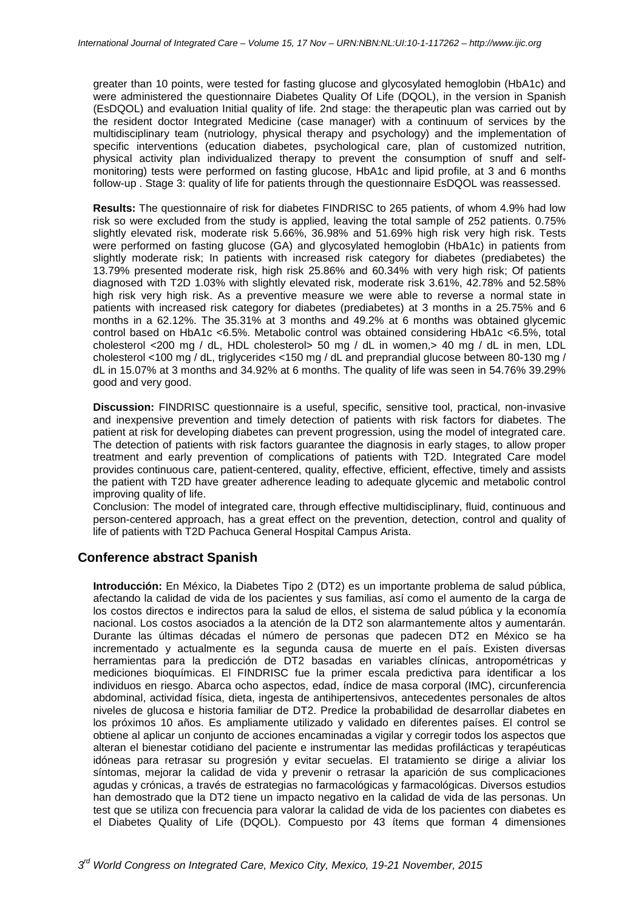greater than 10 points, were tested for fasting glucose and glycosylated hemoglobin (HbA1c) and were administered the questionnaire Diabetes Quality Of Life (DQOL), in the version in Spanish (EsDQOL) and evaluation Initial quality of life. 2nd stage: the therapeutic plan was carried out by the resident doctor Integrated Medicine (case manager) with a continuum of services by the multidisciplinary team (nutriology, physical therapy and psychology) and the implementation of specific interventions (education diabetes, psychological care, plan of customized nutrition, physical activity plan individualized therapy to prevent the consumption of snuff and self-monitoring) tests were performed on fasting glucose, HbA1c and lipid profile, at 3 and 6 months follow-up . Stage 3: quality of life for patients through the questionnaire EsDQOL was reassessed.

**Results:** The questionnaire of risk for diabetes FINDRISC to 265 patients, of whom 4.9% had low risk so were excluded from the study is applied, leaving the total sample of 252 patients. 0.75% slightly elevated risk, moderate risk 5.66%, 36.98% and 51.69% high risk very high risk. Tests were performed on fasting glucose (GA) and glycosylated hemoglobin (HbA1c) in patients from slightly moderate risk; In patients with increased risk category for diabetes (prediabetes) the 13.79% presented moderate risk, high risk 25.86% and 60.34% with very high risk; Of patients diagnosed with T2D 1.03% with slightly elevated risk, moderate risk 3.61%, 42.78% and 52.58% high risk very high risk. As a preventive measure we were able to reverse a normal state in patients with increased risk category for diabetes (prediabetes) at 3 months in a 25.75% and 6 months in a 62.12%. The 35.31% at 3 months and 49.2% at 6 months was obtained glycemic control based on HbA1c <6.5%. Metabolic control was obtained considering HbA1c <6.5%, total cholesterol <200 mg / dL, HDL cholesterol> 50 mg / dL in women,> 40 mg / dL in men, LDL cholesterol <100 mg / dL, triglycerides <150 mg / dL and preprandial glucose between 80-130 mg / dL in 15.07% at 3 months and 34.92% at 6 months. The quality of life was seen in 54.76% 39.29% good and very good.

**Discussion:** FINDRISC questionnaire is a useful, specific, sensitive tool, practical, non-invasive and inexpensive prevention and timely detection of patients with risk factors for diabetes. The patient at risk for developing diabetes can prevent progression, using the model of integrated care. The detection of patients with risk factors guarantee the diagnosis in early stages, to allow proper treatment and early prevention of complications of patients with T2D. Integrated Care model provides continuous care, patient-centered, quality, effective, efficient, effective, timely and assists the patient with T2D have greater adherence leading to adequate glycemic and metabolic control improving quality of life.

Conclusion: The model of integrated care, through effective multidisciplinary, fluid, continuous and person-centered approach, has a great effect on the prevention, detection, control and quality of life of patients with T2D Pachuca General Hospital Campus Arista.

## Conference abstract Spanish

**Introducción:** En México, la Diabetes Tipo 2 (DT2) es un importante problema de salud pública, afectando la calidad de vida de los pacientes y sus familias, así como el aumento de la carga de los costos directos e indirectos para la salud de ellos, el sistema de salud pública y la economía nacional. Los costos asociados a la atención de la DT2 son alarmantemente altos y aumentarán. Durante las últimas décadas el número de personas que padecen DT2 en México se ha incrementado y actualmente es la segunda causa de muerte en el país. Existen diversas herramientas para la predicción de DT2 basadas en variables clínicas, antropométricas y mediciones bioquímicas. El FINDRISC fue la primer escala predictiva para identificar a los individuos en riesgo. Abarca ocho aspectos, edad, índice de masa corporal (IMC), circunferencia abdominal, actividad física, dieta, ingesta de antihipertensivos, antecedentes personales de altos niveles de glucosa e historia familiar de DT2. Predice la probabilidad de desarrollar diabetes en los próximos 10 años. Es ampliamente utilizado y validado en diferentes países. El control se obtiene al aplicar un conjunto de acciones encaminadas a vigilar y corregir todos los aspectos que alteran el bienestar cotidiano del paciente e instrumentar las medidas profilácticas y terapéuticas idóneas para retrasar su progresión y evitar secuelas. El tratamiento se dirige a aliviar los síntomas, mejorar la calidad de vida y prevenir o retrasar la aparición de sus complicaciones agudas y crónicas, a través de estrategias no farmacológicas y farmacológicas. Diversos estudios han demostrado que la DT2 tiene un impacto negativo en la calidad de vida de las personas. Un test que se utiliza con frecuencia para valorar la calidad de vida de los pacientes con diabetes es el Diabetes Quality of Life (DQOL). Compuesto por 43 ítems que forman 4 dimensiones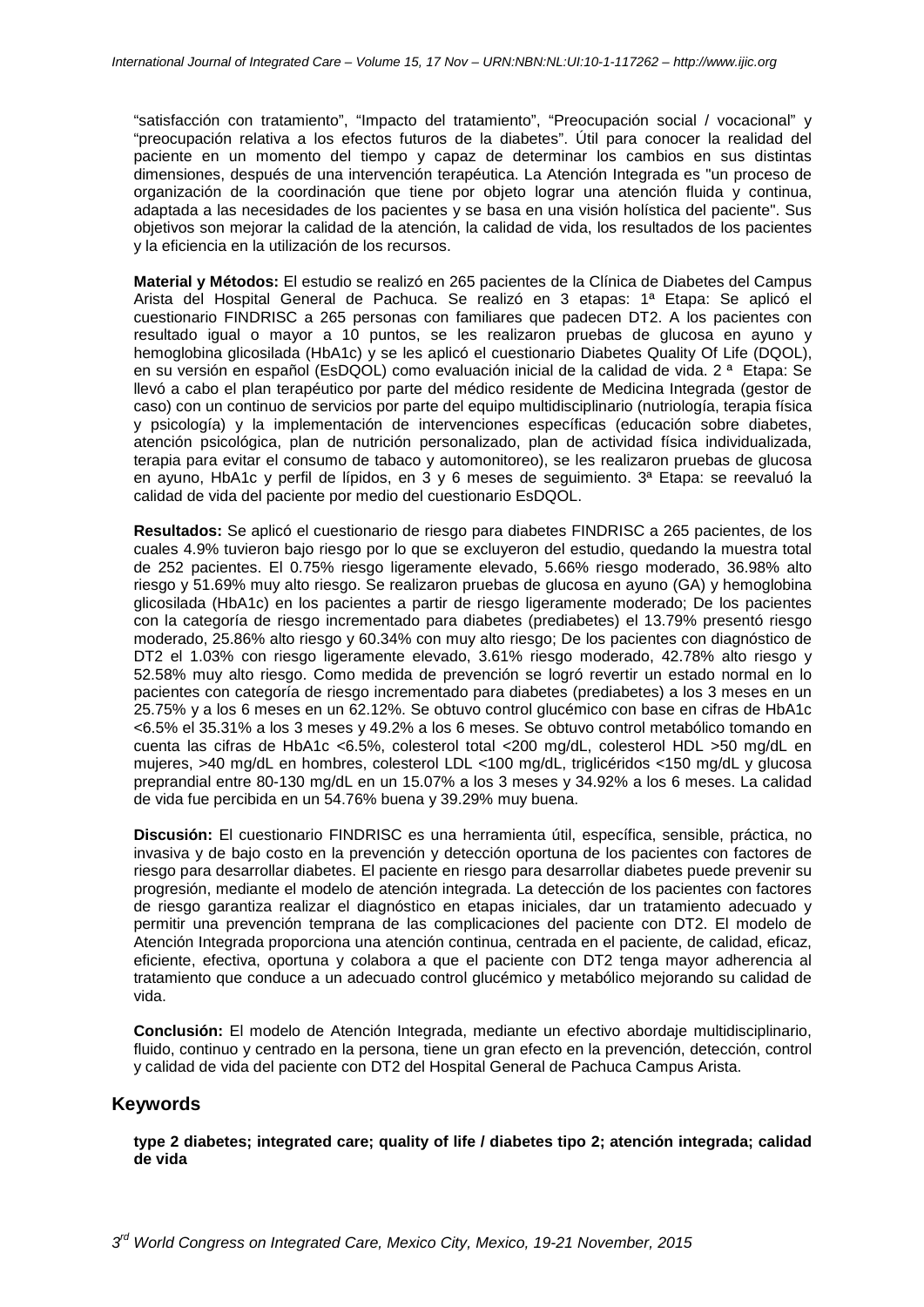"satisfacción con tratamiento", "Impacto del tratamiento", "Preocupación social / vocacional" y "preocupación relativa a los efectos futuros de la diabetes". Útil para conocer la realidad del paciente en un momento del tiempo y capaz de determinar los cambios en sus distintas dimensiones, después de una intervención terapéutica. La Atención Integrada es "un proceso de organización de la coordinación que tiene por objeto lograr una atención fluida y continua, adaptada a las necesidades de los pacientes y se basa en una visión holística del paciente". Sus objetivos son mejorar la calidad de la atención, la calidad de vida, los resultados de los pacientes y la eficiencia en la utilización de los recursos.

**Material y Métodos:** El estudio se realizó en 265 pacientes de la Clínica de Diabetes del Campus Arista del Hospital General de Pachuca. Se realizó en 3 etapas: 1ª Etapa: Se aplicó el cuestionario FINDRISC a 265 personas con familiares que padecen DT2. A los pacientes con resultado igual o mayor a 10 puntos, se les realizaron pruebas de glucosa en ayuno y hemoglobina glicosilada (HbA1c) y se les aplicó el cuestionario Diabetes Quality Of Life (DQOL), en su versión en español (EsDQOL) como evaluación inicial de la calidad de vida. 2 ª Etapa: Se llevó a cabo el plan terapéutico por parte del médico residente de Medicina Integrada (gestor de caso) con un continuo de servicios por parte del equipo multidisciplinario (nutriología, terapia física y psicología) y la implementación de intervenciones específicas (educación sobre diabetes, atención psicológica, plan de nutrición personalizado, plan de actividad física individualizada, terapia para evitar el consumo de tabaco y automonitoreo), se les realizaron pruebas de glucosa en ayuno, HbA1c y perfil de lípidos, en 3 y 6 meses de seguimiento. 3ª Etapa: se reevaluó la calidad de vida del paciente por medio del cuestionario EsDQOL.

**Resultados:** Se aplicó el cuestionario de riesgo para diabetes FINDRISC a 265 pacientes, de los cuales 4.9% tuvieron bajo riesgo por lo que se excluyeron del estudio, quedando la muestra total de 252 pacientes. El 0.75% riesgo ligeramente elevado, 5.66% riesgo moderado, 36.98% alto riesgo y 51.69% muy alto riesgo. Se realizaron pruebas de glucosa en ayuno (GA) y hemoglobina glicosilada (HbA1c) en los pacientes a partir de riesgo ligeramente moderado; De los pacientes con la categoría de riesgo incrementado para diabetes (prediabetes) el 13.79% presentó riesgo moderado, 25.86% alto riesgo y 60.34% con muy alto riesgo; De los pacientes con diagnóstico de DT2 el 1.03% con riesgo ligeramente elevado, 3.61% riesgo moderado, 42.78% alto riesgo y 52.58% muy alto riesgo. Como medida de prevención se logró revertir un estado normal en lo pacientes con categoría de riesgo incrementado para diabetes (prediabetes) a los 3 meses en un 25.75% y a los 6 meses en un 62.12%. Se obtuvo control glucémico con base en cifras de HbA1c <6.5% el 35.31% a los 3 meses y 49.2% a los 6 meses. Se obtuvo control metabólico tomando en cuenta las cifras de HbA1c <6.5%, colesterol total <200 mg/dL, colesterol HDL >50 mg/dL en mujeres, >40 mg/dL en hombres, colesterol LDL <100 mg/dL, triglicéridos <150 mg/dL y glucosa preprandial entre 80-130 mg/dL en un 15.07% a los 3 meses y 34.92% a los 6 meses. La calidad de vida fue percibida en un 54.76% buena y 39.29% muy buena.

**Discusión:** El cuestionario FINDRISC es una herramienta útil, específica, sensible, práctica, no invasiva y de bajo costo en la prevención y detección oportuna de los pacientes con factores de riesgo para desarrollar diabetes. El paciente en riesgo para desarrollar diabetes puede prevenir su progresión, mediante el modelo de atención integrada. La detección de los pacientes con factores de riesgo garantiza realizar el diagnóstico en etapas iniciales, dar un tratamiento adecuado y permitir una prevención temprana de las complicaciones del paciente con DT2. El modelo de Atención Integrada proporciona una atención continua, centrada en el paciente, de calidad, eficaz, eficiente, efectiva, oportuna y colabora a que el paciente con DT2 tenga mayor adherencia al tratamiento que conduce a un adecuado control glucémico y metabólico mejorando su calidad de vida.

**Conclusión:** El modelo de Atención Integrada, mediante un efectivo abordaje multidisciplinario, fluido, continuo y centrado en la persona, tiene un gran efecto en la prevención, detección, control y calidad de vida del paciente con DT2 del Hospital General de Pachuca Campus Arista.

## Keywords

**type 2 diabetes; integrated care; quality of life / diabetes tipo 2; atención integrada; calidad de vida**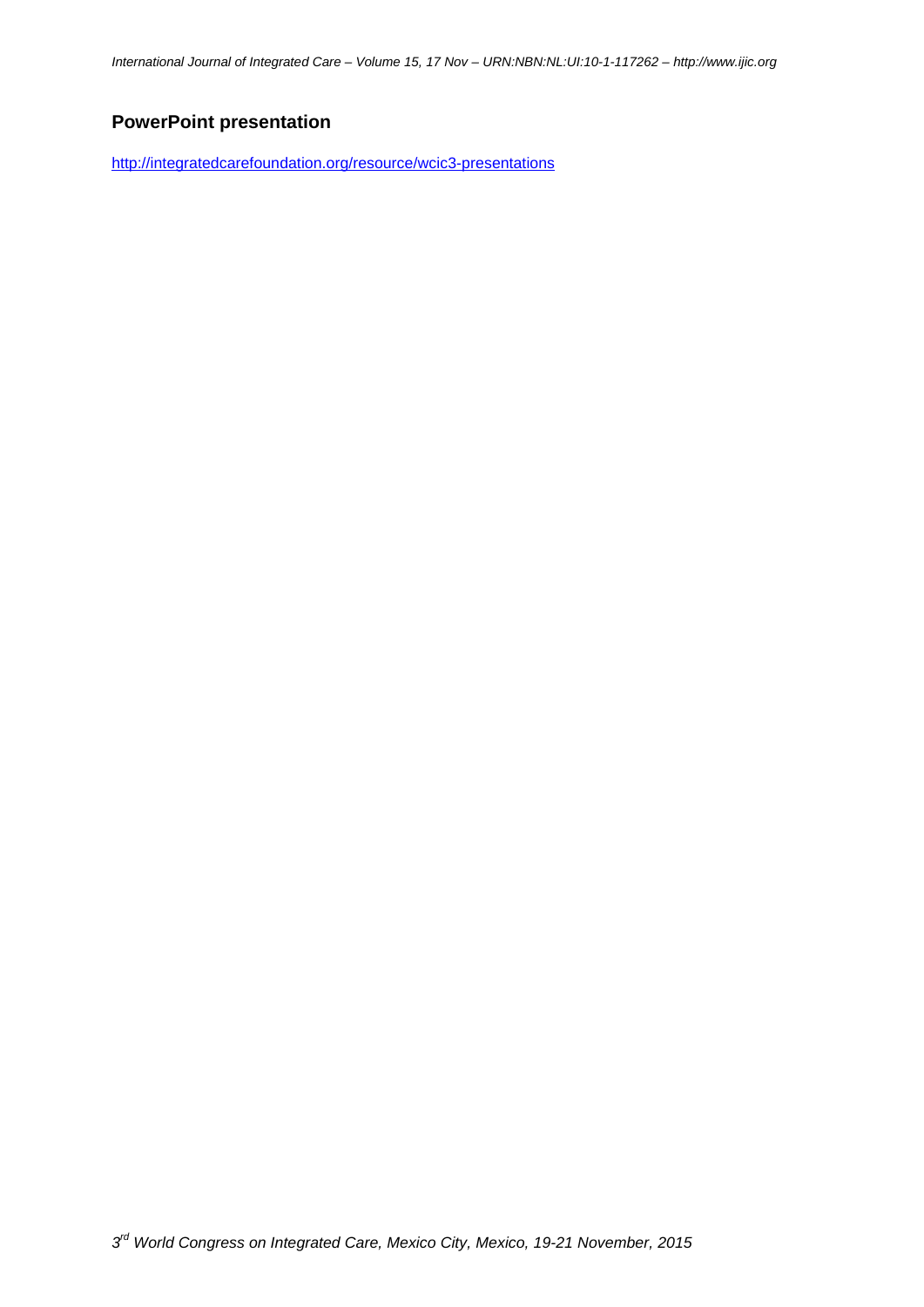### PowerPoint presentation

http://integratedcarefoundation.org/resource/wcic3-presentations